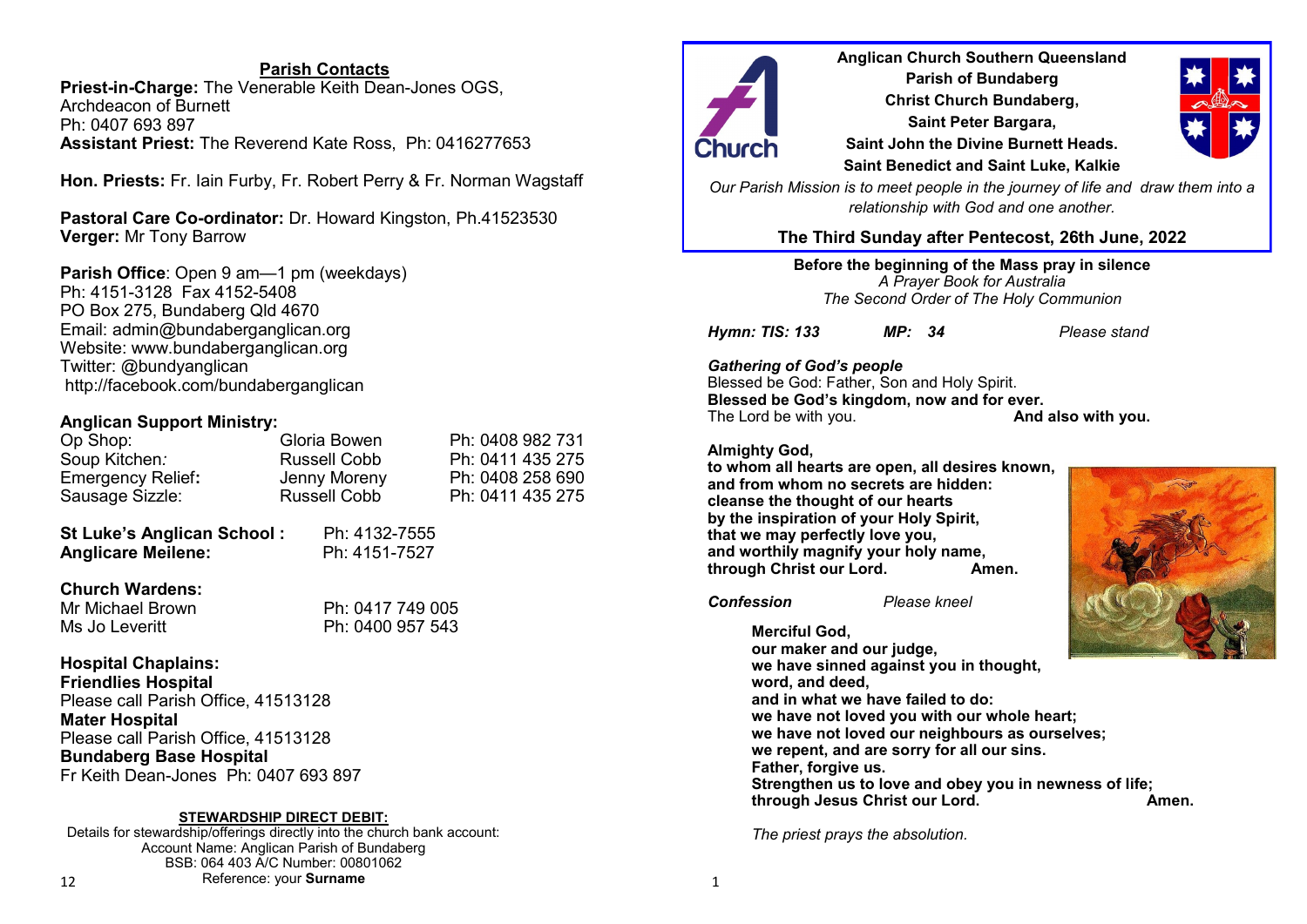## Parish Contacts

**Priest-in-Charge:** The Venerable Keith Dean-Jones OGS, Archdeacon of Burnett
Ph: 0407 693 897
**Assistant Priest:** The Reverend Kate Ross, Ph: 0416277653

**Hon. Priests:** Fr. Iain Furby, Fr. Robert Perry & Fr. Norman Wagstaff

**Pastoral Care Co-ordinator:** Dr. Howard Kingston, Ph.41523530
**Verger:** Mr Tony Barrow

**Parish Office**: Open 9 am—1 pm (weekdays)
Ph: 4151-3128 Fax 4152-5408
PO Box 275, Bundaberg Qld 4670
Email: admin@bundaberganglican.org
Website: www.bundaberganglican.org
Twitter: @bundyanglican
http://facebook.com/bundaberganglican

**Anglican Support Ministry:**

| | | |
|---|---|---|
| Op Shop: | Gloria Bowen | Ph: 0408 982 731 |
| Soup Kitchen: | Russell Cobb | Ph: 0411 435 275 |
| Emergency Relief: | Jenny Moreny | Ph: 0408 258 690 |
| Sausage Sizzle: | Russell Cobb | Ph: 0411 435 275 |

**St Luke's Anglican School :** Ph: 4132-7555
**Anglicare Meilene:** Ph: 4151-7527

**Church Wardens:**
Mr Michael Brown Ph: 0417 749 005
Ms Jo Leveritt Ph: 0400 957 543

**Hospital Chaplains:**
**Friendlies Hospital**
Please call Parish Office, 41513128
**Mater Hospital**
Please call Parish Office, 41513128
**Bundaberg Base Hospital**
Fr Keith Dean-Jones Ph: 0407 693 897

**STEWARDSHIP DIRECT DEBIT:**
Details for stewardship/offerings directly into the church bank account:
Account Name: Anglican Parish of Bundaberg
BSB: 064 403 A/C Number: 00801062
Reference: your **Surname**

---

**Anglican Church Southern Queensland**
**Parish of Bundaberg**
**Christ Church Bundaberg,**
**Saint Peter Bargara,**
**Saint John the Divine Burnett Heads.**
**Saint Benedict and Saint Luke, Kalkie**

*Our Parish Mission is to meet people in the journey of life and draw them into a relationship with God and one another.*

## The Third Sunday after Pentecost, 26th June, 2022

**Before the beginning of the Mass pray in silence**
*A Prayer Book for Australia*
*The Second Order of The Holy Communion*

***Hymn: TIS: 133*** ***MP: 34*** *Please stand*

***Gathering of God's people***
Blessed be God: Father, Son and Holy Spirit.
**Blessed be God's kingdom, now and for ever.**
The Lord be with you. **And also with you.**

**Almighty God,**
**to whom all hearts are open, all desires known,**
**and from whom no secrets are hidden:**
**cleanse the thought of our hearts**
**by the inspiration of your Holy Spirit,**
**that we may perfectly love you,**
**and worthily magnify your holy name,**
**through Christ our Lord. Amen.**

***Confession*** *Please kneel*

**Merciful God,**
**our maker and our judge,**
**we have sinned against you in thought,**
**word, and deed,**
**and in what we have failed to do:**
**we have not loved you with our whole heart;**
**we have not loved our neighbours as ourselves;**
**we repent, and are sorry for all our sins.**
**Father, forgive us.**
**Strengthen us to love and obey you in newness of life;**
**through Jesus Christ our Lord. Amen.**

*The priest prays the absolution.*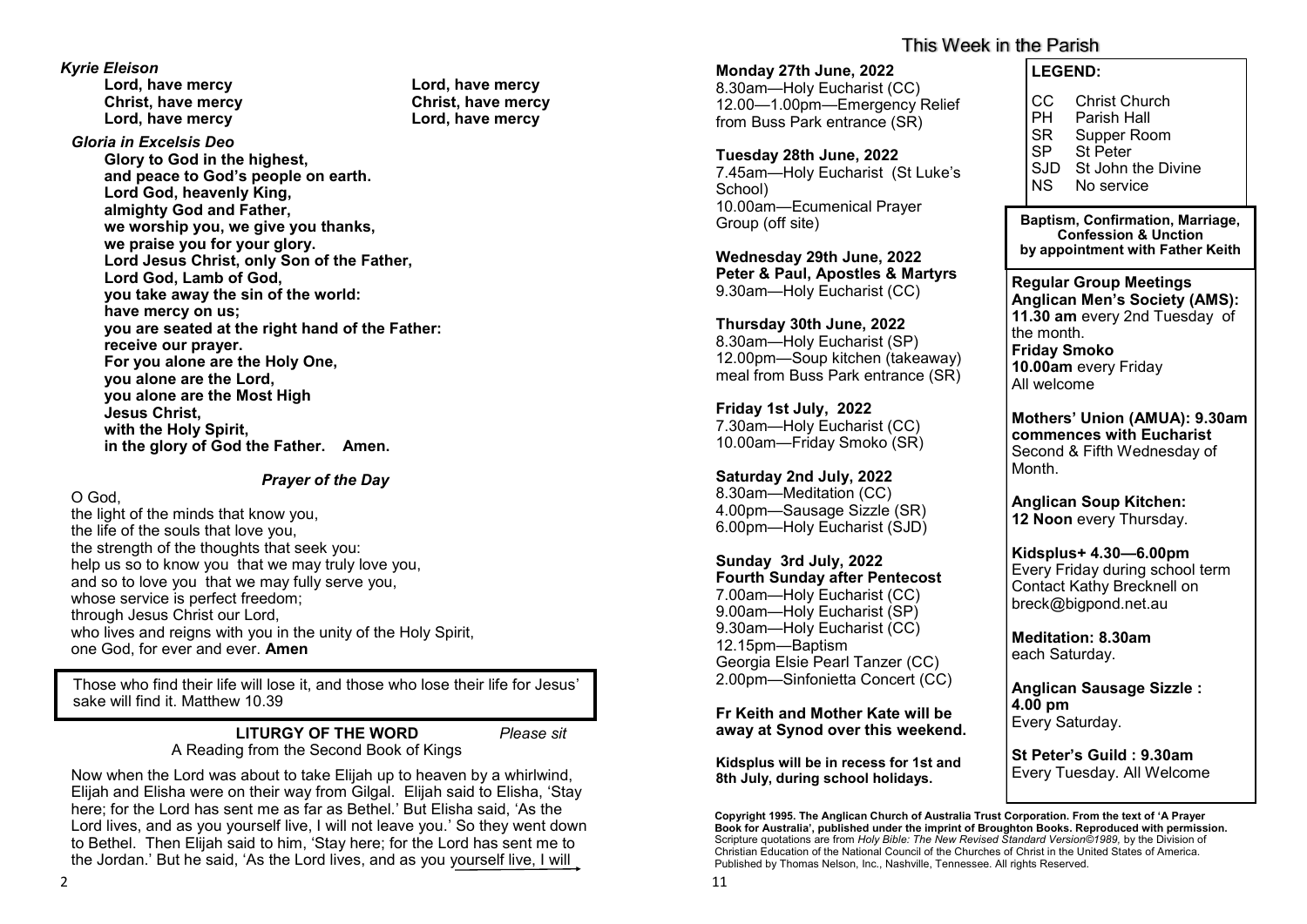*Kyrie Eleison*

**Lord, have mercy** — **Lord, have mercy**
**Christ, have mercy** — **Christ, have mercy**
**Lord, have mercy** — **Lord, have mercy**

*Gloria in Excelsis Deo*

**Glory to God in the highest,**
**and peace to God's people on earth.**
**Lord God, heavenly King,**
**almighty God and Father,**
**we worship you, we give you thanks,**
**we praise you for your glory.**
**Lord Jesus Christ, only Son of the Father,**
**Lord God, Lamb of God,**
**you take away the sin of the world:**
**have mercy on us;**
**you are seated at the right hand of the Father:**
**receive our prayer.**
**For you alone are the Holy One,**
**you alone are the Lord,**
**you alone are the Most High**
**Jesus Christ,**
**with the Holy Spirit,**
**in the glory of God the Father. Amen.**

### *Prayer of the Day*

O God,
the light of the minds that know you,
the life of the souls that love you,
the strength of the thoughts that seek you:
help us so to know you that we may truly love you,
and so to love you that we may fully serve you,
whose service is perfect freedom;
through Jesus Christ our Lord,
who lives and reigns with you in the unity of the Holy Spirit,
one God, for ever and ever. **Amen**

Those who find their life will lose it, and those who lose their life for Jesus' sake will find it. Matthew 10.39

**LITURGY OF THE WORD** *Please sit*

A Reading from the Second Book of Kings

Now when the Lord was about to take Elijah up to heaven by a whirlwind, Elijah and Elisha were on their way from Gilgal. Elijah said to Elisha, 'Stay here; for the Lord has sent me as far as Bethel.' But Elisha said, 'As the Lord lives, and as you yourself live, I will not leave you.' So they went down to Bethel. Then Elijah said to him, 'Stay here; for the Lord has sent me to the Jordan.' But he said, 'As the Lord lives, and as you yourself live, I will

## This Week in the Parish

**Monday 27th June, 2022**
8.30am—Holy Eucharist (CC)
12.00—1.00pm—Emergency Relief from Buss Park entrance (SR)

**Tuesday 28th June, 2022**
7.45am—Holy Eucharist (St Luke's School)
10.00am—Ecumenical Prayer Group (off site)

**Wednesday 29th June, 2022**
**Peter & Paul, Apostles & Martyrs**
9.30am—Holy Eucharist (CC)

**Thursday 30th June, 2022**
8.30am—Holy Eucharist (SP)
12.00pm—Soup kitchen (takeaway) meal from Buss Park entrance (SR)

**Friday 1st July, 2022**
7.30am—Holy Eucharist (CC)
10.00am—Friday Smoko (SR)

**Saturday 2nd July, 2022**
8.30am—Meditation (CC)
4.00pm—Sausage Sizzle (SR)
6.00pm—Holy Eucharist (SJD)

**Sunday 3rd July, 2022**
**Fourth Sunday after Pentecost**
7.00am—Holy Eucharist (CC)
9.00am—Holy Eucharist (SP)
9.30am—Holy Eucharist (CC)
12.15pm—Baptism
Georgia Elsie Pearl Tanzer (CC)
2.00pm—Sinfonietta Concert (CC)

**Fr Keith and Mother Kate will be away at Synod over this weekend.**

**Kidsplus will be in recess for 1st and 8th July, during school holidays.**

**LEGEND:**

| | |
|---|---|
| CC | Christ Church |
| PH | Parish Hall |
| SR | Supper Room |
| SP | St Peter |
| SJD | St John the Divine |
| NS | No service |

**Baptism, Confirmation, Marriage, Confession & Unction by appointment with Father Keith**

**Regular Group Meetings**
**Anglican Men's Society (AMS):**
**11.30 am** every 2nd Tuesday of the month.
**Friday Smoko**
**10.00am** every Friday
All welcome

**Mothers' Union (AMUA): 9.30am commences with Eucharist**
Second & Fifth Wednesday of Month.

**Anglican Soup Kitchen:**
**12 Noon** every Thursday.

**Kidsplus+ 4.30—6.00pm**
Every Friday during school term
Contact Kathy Brecknell on breck@bigpond.net.au

**Meditation: 8.30am**
each Saturday.

**Anglican Sausage Sizzle : 4.00 pm**
Every Saturday.

**St Peter's Guild : 9.30am**
Every Tuesday. All Welcome

**Copyright 1995. The Anglican Church of Australia Trust Corporation. From the text of 'A Prayer Book for Australia', published under the imprint of Broughton Books. Reproduced with permission.** Scripture quotations are from *Holy Bible: The New Revised Standard Version©1989,* by the Division of Christian Education of the National Council of the Churches of Christ in the United States of America. Published by Thomas Nelson, Inc., Nashville, Tennessee. All rights Reserved.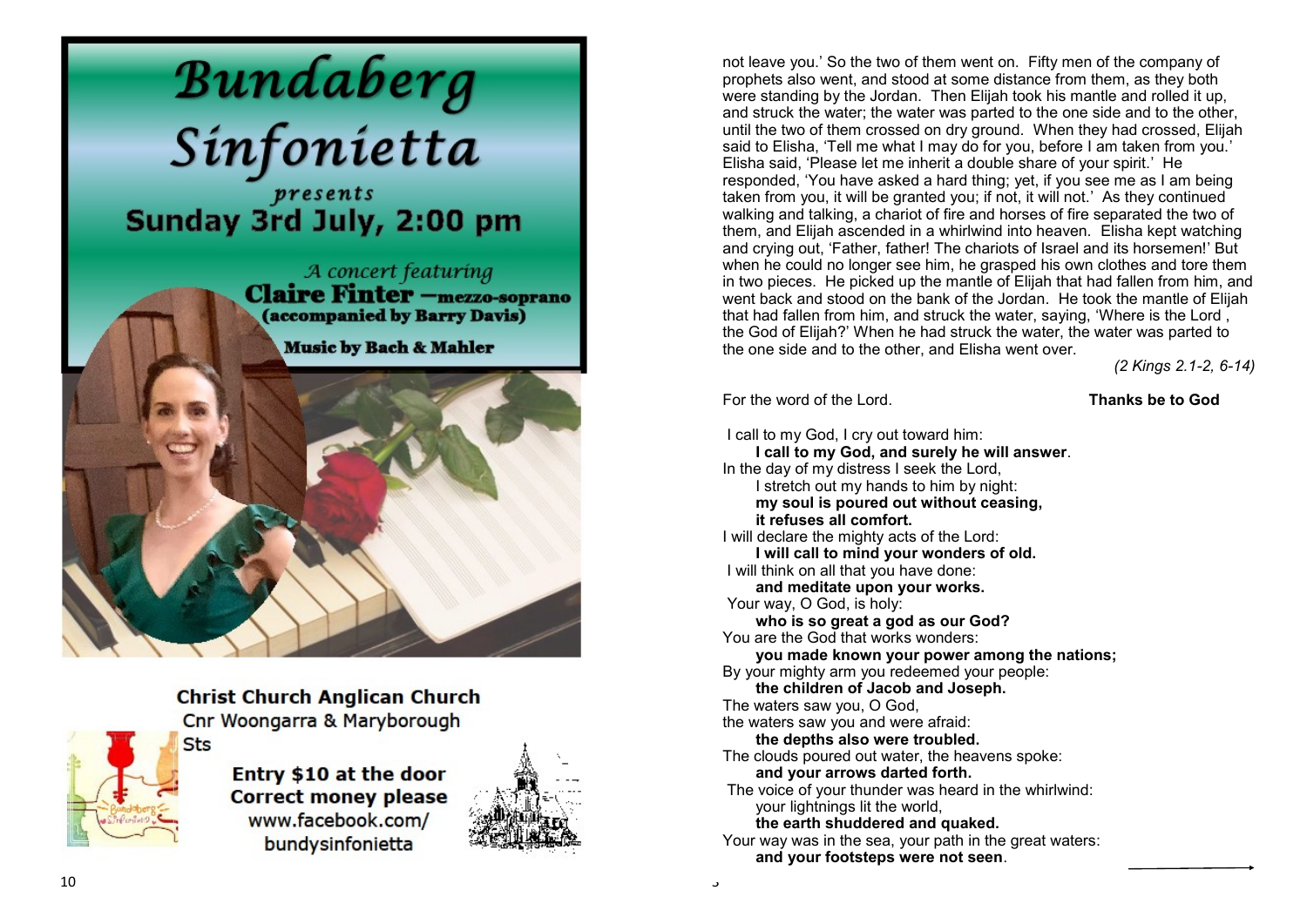# Bundaberg Sinfonietta

*presents*

## Sunday 3rd July, 2:00 pm

*A concert featuring*

**Claire Finter —mezzo-soprano**
**(accompanied by Barry Davis)**

**Music by Bach & Mahler**

**Christ Church Anglican Church**
Cnr Woongarra & Maryborough Sts

**Entry $10 at the door**
**Correct money please**
www.facebook.com/bundysinfonietta

not leave you.' So the two of them went on. Fifty men of the company of prophets also went, and stood at some distance from them, as they both were standing by the Jordan. Then Elijah took his mantle and rolled it up, and struck the water; the water was parted to the one side and to the other, until the two of them crossed on dry ground. When they had crossed, Elijah said to Elisha, 'Tell me what I may do for you, before I am taken from you.' Elisha said, 'Please let me inherit a double share of your spirit.' He responded, 'You have asked a hard thing; yet, if you see me as I am being taken from you, it will be granted you; if not, it will not.' As they continued walking and talking, a chariot of fire and horses of fire separated the two of them, and Elijah ascended in a whirlwind into heaven. Elisha kept watching and crying out, 'Father, father! The chariots of Israel and its horsemen!' But when he could no longer see him, he grasped his own clothes and tore them in two pieces. He picked up the mantle of Elijah that had fallen from him, and went back and stood on the bank of the Jordan. He took the mantle of Elijah that had fallen from him, and struck the water, saying, 'Where is the Lord , the God of Elijah?' When he had struck the water, the water was parted to the one side and to the other, and Elisha went over.

*(2 Kings 2.1-2, 6-14)*

For the word of the Lord. **Thanks be to God**

I call to my God, I cry out toward him:
**I call to my God, and surely he will answer**.
In the day of my distress I seek the Lord,
I stretch out my hands to him by night:
**my soul is poured out without ceasing,**
**it refuses all comfort.**
I will declare the mighty acts of the Lord:
**I will call to mind your wonders of old.**
I will think on all that you have done:
**and meditate upon your works.**
Your way, O God, is holy:
**who is so great a god as our God?**
You are the God that works wonders:
**you made known your power among the nations;**
By your mighty arm you redeemed your people:
**the children of Jacob and Joseph.**
The waters saw you, O God,
the waters saw you and were afraid:
**the depths also were troubled.**
The clouds poured out water, the heavens spoke:
**and your arrows darted forth.**
The voice of your thunder was heard in the whirlwind:
your lightnings lit the world,
**the earth shuddered and quaked.**
Your way was in the sea, your path in the great waters:
**and your footsteps were not seen**.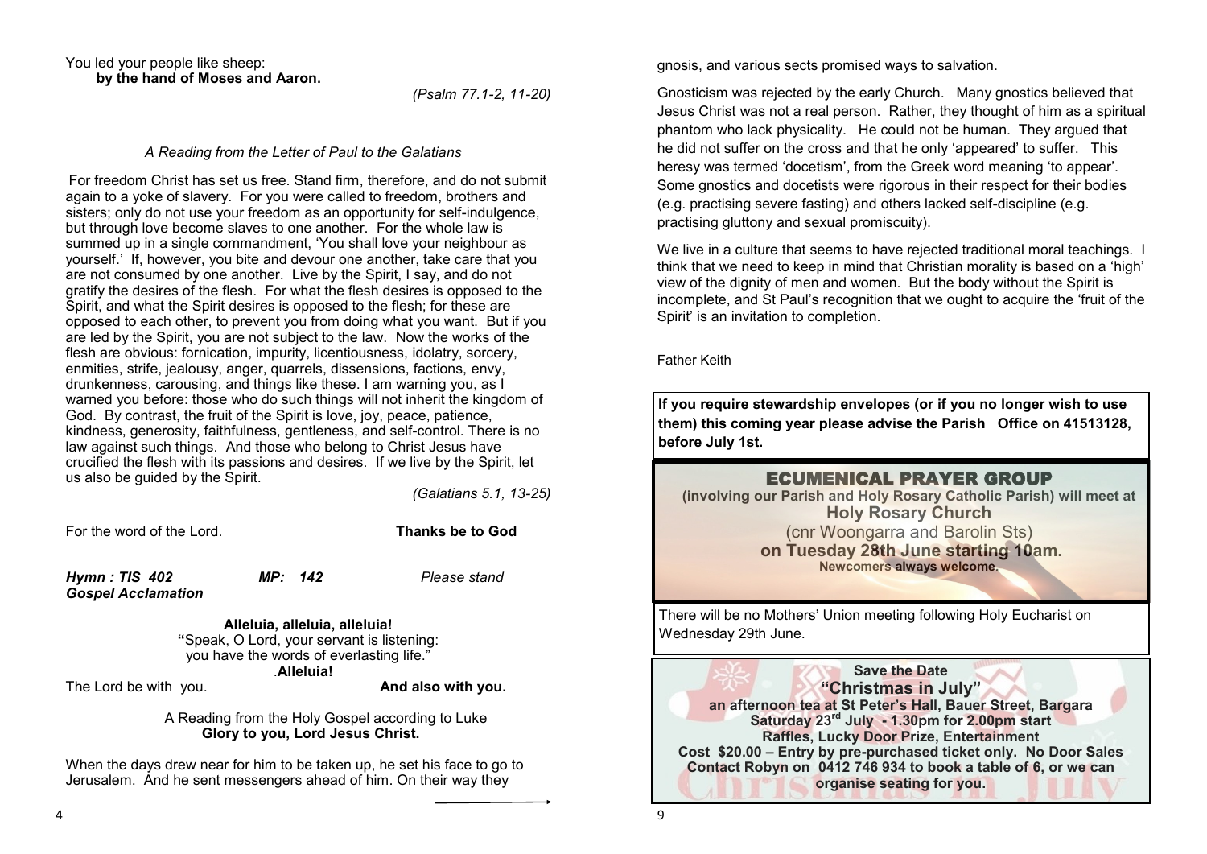You led your people like sheep:
**by the hand of Moses and Aaron.**

*(Psalm 77.1-2, 11-20)*

*A Reading from the Letter of Paul to the Galatians*

For freedom Christ has set us free. Stand firm, therefore, and do not submit again to a yoke of slavery. For you were called to freedom, brothers and sisters; only do not use your freedom as an opportunity for self-indulgence, but through love become slaves to one another. For the whole law is summed up in a single commandment, 'You shall love your neighbour as yourself.' If, however, you bite and devour one another, take care that you are not consumed by one another. Live by the Spirit, I say, and do not gratify the desires of the flesh. For what the flesh desires is opposed to the Spirit, and what the Spirit desires is opposed to the flesh; for these are opposed to each other, to prevent you from doing what you want. But if you are led by the Spirit, you are not subject to the law. Now the works of the flesh are obvious: fornication, impurity, licentiousness, idolatry, sorcery, enmities, strife, jealousy, anger, quarrels, dissensions, factions, envy, drunkenness, carousing, and things like these. I am warning you, as I warned you before: those who do such things will not inherit the kingdom of God. By contrast, the fruit of the Spirit is love, joy, peace, patience, kindness, generosity, faithfulness, gentleness, and self-control. There is no law against such things. And those who belong to Christ Jesus have crucified the flesh with its passions and desires. If we live by the Spirit, let us also be guided by the Spirit.

*(Galatians 5.1, 13-25)*

For the word of the Lord. **Thanks be to God**

***Hymn : TIS 402*** ***MP: 142*** *Please stand*
***Gospel Acclamation***

**Alleluia, alleluia, alleluia!**
"Speak, O Lord, your servant is listening:
you have the words of everlasting life."
.**Alleluia!**

The Lord be with you. **And also with you.**

A Reading from the Holy Gospel according to Luke
**Glory to you, Lord Jesus Christ.**

When the days drew near for him to be taken up, he set his face to go to Jerusalem. And he sent messengers ahead of him. On their way they

gnosis, and various sects promised ways to salvation.

Gnosticism was rejected by the early Church. Many gnostics believed that Jesus Christ was not a real person. Rather, they thought of him as a spiritual phantom who lack physicality. He could not be human. They argued that he did not suffer on the cross and that he only 'appeared' to suffer. This heresy was termed 'docetism', from the Greek word meaning 'to appear'. Some gnostics and docetists were rigorous in their respect for their bodies (e.g. practising severe fasting) and others lacked self-discipline (e.g. practising gluttony and sexual promiscuity).

We live in a culture that seems to have rejected traditional moral teachings. I think that we need to keep in mind that Christian morality is based on a 'high' view of the dignity of men and women. But the body without the Spirit is incomplete, and St Paul's recognition that we ought to acquire the 'fruit of the Spirit' is an invitation to completion.

Father Keith

**If you require stewardship envelopes (or if you no longer wish to use them) this coming year please advise the Parish Office on 41513128, before July 1st.**

**ECUMENICAL PRAYER GROUP**
**(involving our Parish and Holy Rosary Catholic Parish) will meet at**
**Holy Rosary Church**
(cnr Woongarra and Barolin Sts)
**on Tuesday 28th June starting 10am.**
**Newcomers always welcome.**

There will be no Mothers' Union meeting following Holy Eucharist on Wednesday 29th June.

**Save the Date**
**"Christmas in July"**
**an afternoon tea at St Peter's Hall, Bauer Street, Bargara**
**Saturday 23rd July - 1.30pm for 2.00pm start**
**Raffles, Lucky Door Prize, Entertainment**
**Cost $20.00 – Entry by pre-purchased ticket only. No Door Sales**
**Contact Robyn on 0412 746 934 to book a table of 6, or we can organise seating for you.**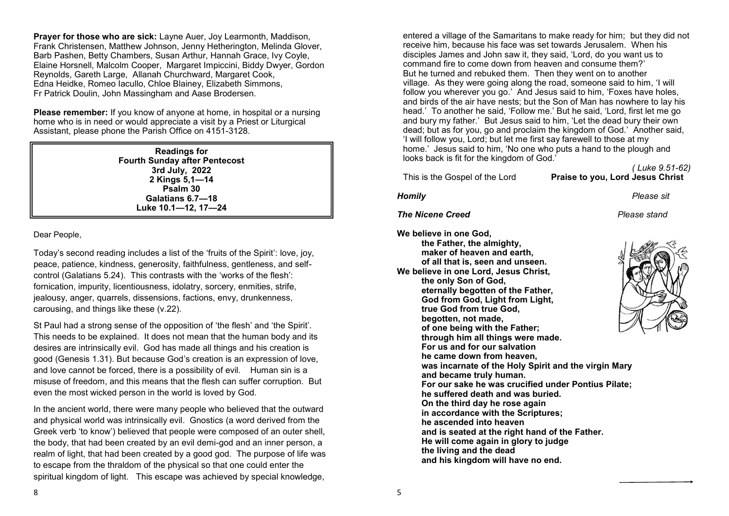**Prayer for those who are sick:** Layne Auer, Joy Learmonth, Maddison, Frank Christensen, Matthew Johnson, Jenny Hetherington, Melinda Glover, Barb Pashen, Betty Chambers, Susan Arthur, Hannah Grace, Ivy Coyle, Elaine Horsnell, Malcolm Cooper, Margaret Impiccini, Biddy Dwyer, Gordon Reynolds, Gareth Large, Allanah Churchward, Margaret Cook, Edna Heidke, Romeo Iacullo, Chloe Blainey, Elizabeth Simmons, Fr Patrick Doulin, John Massingham and Aase Brodersen.

**Please remember:** If you know of anyone at home, in hospital or a nursing home who is in need or would appreciate a visit by a Priest or Liturgical Assistant, please phone the Parish Office on 4151-3128.

**Readings for**
**Fourth Sunday after Pentecost**
**3rd July, 2022**
**2 Kings 5,1—14**
**Psalm 30**
**Galatians 6.7—18**
**Luke 10.1—12, 17—24**

Dear People,

Today's second reading includes a list of the 'fruits of the Spirit': love, joy, peace, patience, kindness, generosity, faithfulness, gentleness, and self-control (Galatians 5.24). This contrasts with the 'works of the flesh': fornication, impurity, licentiousness, idolatry, sorcery, enmities, strife, jealousy, anger, quarrels, dissensions, factions, envy, drunkenness, carousing, and things like these (v.22).

St Paul had a strong sense of the opposition of 'the flesh' and 'the Spirit'. This needs to be explained. It does not mean that the human body and its desires are intrinsically evil. God has made all things and his creation is good (Genesis 1.31). But because God's creation is an expression of love, and love cannot be forced, there is a possibility of evil. Human sin is a misuse of freedom, and this means that the flesh can suffer corruption. But even the most wicked person in the world is loved by God.

In the ancient world, there were many people who believed that the outward and physical world was intrinsically evil. Gnostics (a word derived from the Greek verb 'to know') believed that people were composed of an outer shell, the body, that had been created by an evil demi-god and an inner person, a realm of light, that had been created by a good god. The purpose of life was to escape from the thraldom of the physical so that one could enter the spiritual kingdom of light. This escape was achieved by special knowledge,

entered a village of the Samaritans to make ready for him; but they did not receive him, because his face was set towards Jerusalem. When his disciples James and John saw it, they said, 'Lord, do you want us to command fire to come down from heaven and consume them?' But he turned and rebuked them. Then they went on to another village. As they were going along the road, someone said to him, 'I will follow you wherever you go.' And Jesus said to him, 'Foxes have holes, and birds of the air have nests; but the Son of Man has nowhere to lay his head.' To another he said, 'Follow me.' But he said, 'Lord, first let me go and bury my father.' But Jesus said to him, 'Let the dead bury their own dead; but as for you, go and proclaim the kingdom of God.' Another said, 'I will follow you, Lord; but let me first say farewell to those at my home.' Jesus said to him, 'No one who puts a hand to the plough and looks back is fit for the kingdom of God.'

*( Luke 9.51-62)*

This is the Gospel of the Lord **Praise to you, Lord Jesus Christ**

***Homily*** *Please sit*

***The Nicene Creed*** *Please stand*

**We believe in one God,**
**the Father, the almighty,**
**maker of heaven and earth,**
**of all that is, seen and unseen.**
**We believe in one Lord, Jesus Christ,**
**the only Son of God,**
**eternally begotten of the Father,**
**God from God, Light from Light,**
**true God from true God,**
**begotten, not made,**
**of one being with the Father;**
**through him all things were made.**
**For us and for our salvation**
**he came down from heaven,**
**was incarnate of the Holy Spirit and the virgin Mary**
**and became truly human.**
**For our sake he was crucified under Pontius Pilate;**
**he suffered death and was buried.**
**On the third day he rose again**
**in accordance with the Scriptures;**
**he ascended into heaven**
**and is seated at the right hand of the Father.**
**He will come again in glory to judge**
**the living and the dead**
**and his kingdom will have no end.**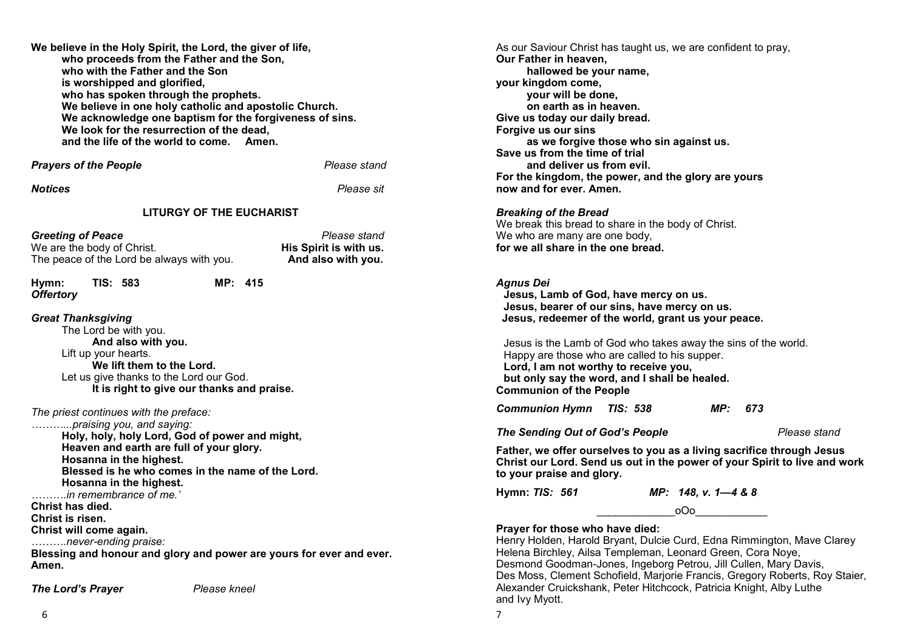**We believe in the Holy Spirit, the Lord, the giver of life,**
**who proceeds from the Father and the Son,**
**who with the Father and the Son**
**is worshipped and glorified,**
**who has spoken through the prophets.**
**We believe in one holy catholic and apostolic Church.**
**We acknowledge one baptism for the forgiveness of sins.**
**We look for the resurrection of the dead,**
**and the life of the world to come. Amen.**

***Prayers of the People*** *Please stand*

***Notices*** *Please sit*

## LITURGY OF THE EUCHARIST

***Greeting of Peace*** *Please stand*

We are the body of Christ. **His Spirit is with us.**
The peace of the Lord be always with you. **And also with you.**

**Hymn: TIS: 583 MP: 415**
***Offertory***

***Great Thanksgiving***

The Lord be with you.
**And also with you.**
Lift up your hearts.
**We lift them to the Lord.**
Let us give thanks to the Lord our God.
**It is right to give our thanks and praise.**

*The priest continues with the preface:*
*…….....praising you, and saying:*

**Holy, holy, holy Lord, God of power and might,**
**Heaven and earth are full of your glory.**
**Hosanna in the highest.**
**Blessed is he who comes in the name of the Lord.**
**Hosanna in the highest.**

*……..in remembrance of me.'*

**Christ has died.**
**Christ is risen.**
**Christ will come again.**

*……..never-ending praise:*

**Blessing and honour and glory and power are yours for ever and ever. Amen.**

***The Lord's Prayer*** *Please kneel*

As our Saviour Christ has taught us, we are confident to pray,
**Our Father in heaven,**
**hallowed be your name,**
**your kingdom come,**
**your will be done,**
**on earth as in heaven.**
**Give us today our daily bread.**
**Forgive us our sins**
**as we forgive those who sin against us.**
**Save us from the time of trial**
**and deliver us from evil.**
**For the kingdom, the power, and the glory are yours**
**now and for ever. Amen.**

***Breaking of the Bread***

We break this bread to share in the body of Christ.
We who are many are one body,
**for we all share in the one bread.**

***Agnus Dei***

**Jesus, Lamb of God, have mercy on us.**
**Jesus, bearer of our sins, have mercy on us.**
**Jesus, redeemer of the world, grant us your peace.**

Jesus is the Lamb of God who takes away the sins of the world.
Happy are those who are called to his supper.
**Lord, I am not worthy to receive you,**
**but only say the word, and I shall be healed.**
**Communion of the People**

***Communion Hymn TIS: 538 MP: 673***

***The Sending Out of God's People*** *Please stand*

**Father, we offer ourselves to you as a living sacrifice through Jesus Christ our Lord. Send us out in the power of your Spirit to live and work to your praise and glory.**

**Hymn:** ***TIS: 561 MP: 148, v. 1—4 & 8***

____________oOo____________

**Prayer for those who have died:**

Henry Holden, Harold Bryant, Dulcie Curd, Edna Rimmington, Mave Clarey Helena Birchley, Ailsa Templeman, Leonard Green, Cora Noye, Desmond Goodman-Jones, Ingeborg Petrou, Jill Cullen, Mary Davis, Des Moss, Clement Schofield, Marjorie Francis, Gregory Roberts, Roy Staier, Alexander Cruickshank, Peter Hitchcock, Patricia Knight, Alby Luthe and Ivy Myott.